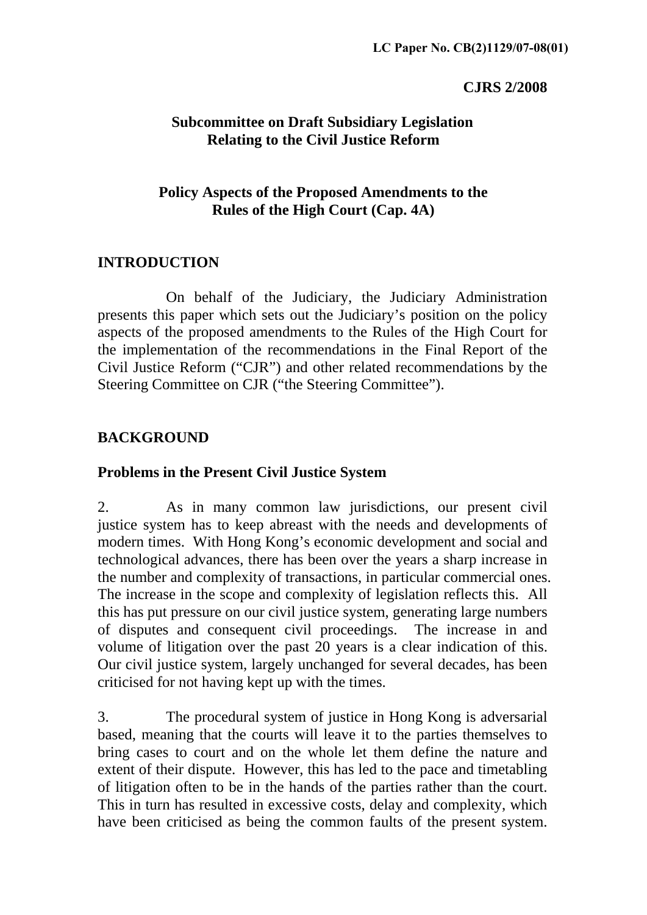LC Paper No. CB(2)1129/07-08(01)

**CJRS 2/2008**

## Subcommittee on Draft Subsidiary Legislation Relating to the Civil Justice Reform

## Policy Aspects of the Proposed Amendments to the Rules of the High Court (Cap. 4A)

### INTRODUCTION

On behalf of the Judiciary, the Judiciary Administration presents this paper which sets out the Judiciary's position on the policy aspects of the proposed amendments to the Rules of the High Court for the implementation of the recommendations in the Final Report of the Civil Justice Reform ("CJR") and other related recommendations by the Steering Committee on CJR ("the Steering Committee").

### BACKGROUND

#### Problems in the Present Civil Justice System

2. As in many common law jurisdictions, our present civil justice system has to keep abreast with the needs and developments of modern times. With Hong Kong's economic development and social and technological advances, there has been over the years a sharp increase in the number and complexity of transactions, in particular commercial ones. The increase in the scope and complexity of legislation reflects this. All this has put pressure on our civil justice system, generating large numbers of disputes and consequent civil proceedings. The increase in and volume of litigation over the past 20 years is a clear indication of this. Our civil justice system, largely unchanged for several decades, has been criticised for not having kept up with the times.

3. The procedural system of justice in Hong Kong is adversarial based, meaning that the courts will leave it to the parties themselves to bring cases to court and on the whole let them define the nature and extent of their dispute. However, this has led to the pace and timetabling of litigation often to be in the hands of the parties rather than the court. This in turn has resulted in excessive costs, delay and complexity, which have been criticised as being the common faults of the present system.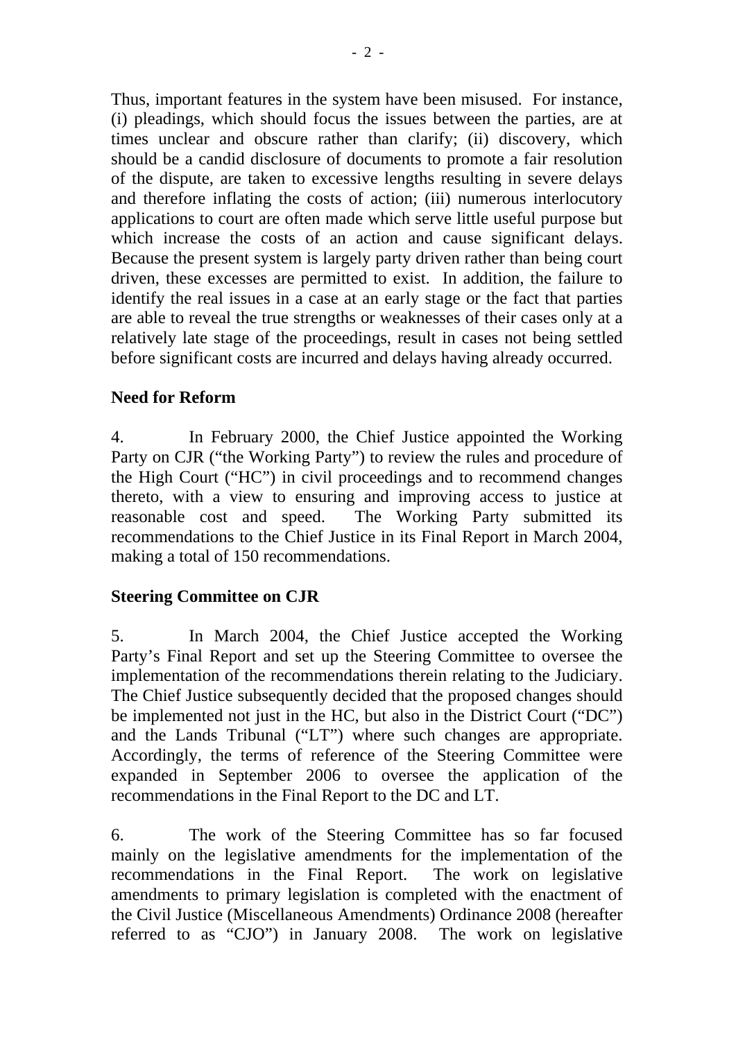Thus, important features in the system have been misused. For instance, (i) pleadings, which should focus the issues between the parties, are at times unclear and obscure rather than clarify; (ii) discovery, which should be a candid disclosure of documents to promote a fair resolution of the dispute, are taken to excessive lengths resulting in severe delays and therefore inflating the costs of action; (iii) numerous interlocutory applications to court are often made which serve little useful purpose but which increase the costs of an action and cause significant delays. Because the present system is largely party driven rather than being court driven, these excesses are permitted to exist. In addition, the failure to identify the real issues in a case at an early stage or the fact that parties are able to reveal the true strengths or weaknesses of their cases only at a relatively late stage of the proceedings, result in cases not being settled before significant costs are incurred and delays having already occurred.

**Need for Reform**

4. In February 2000, the Chief Justice appointed the Working Party on CJR ("the Working Party") to review the rules and procedure of the High Court ("HC") in civil proceedings and to recommend changes thereto, with a view to ensuring and improving access to justice at reasonable cost and speed. The Working Party submitted its recommendations to the Chief Justice in its Final Report in March 2004, making a total of 150 recommendations.

**Steering Committee on CJR**

5. In March 2004, the Chief Justice accepted the Working Party's Final Report and set up the Steering Committee to oversee the implementation of the recommendations therein relating to the Judiciary. The Chief Justice subsequently decided that the proposed changes should be implemented not just in the HC, but also in the District Court ("DC") and the Lands Tribunal ("LT") where such changes are appropriate. Accordingly, the terms of reference of the Steering Committee were expanded in September 2006 to oversee the application of the recommendations in the Final Report to the DC and LT.

6. The work of the Steering Committee has so far focused mainly on the legislative amendments for the implementation of the recommendations in the Final Report. The work on legislative amendments to primary legislation is completed with the enactment of the Civil Justice (Miscellaneous Amendments) Ordinance 2008 (hereafter referred to as "CJO") in January 2008. The work on legislative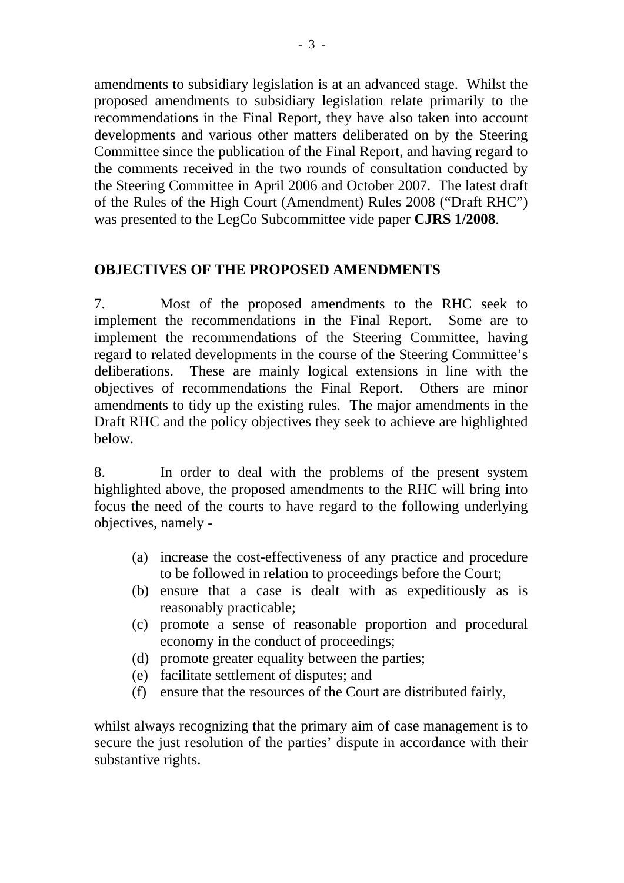amendments to subsidiary legislation is at an advanced stage. Whilst the proposed amendments to subsidiary legislation relate primarily to the recommendations in the Final Report, they have also taken into account developments and various other matters deliberated on by the Steering Committee since the publication of the Final Report, and having regard to the comments received in the two rounds of consultation conducted by the Steering Committee in April 2006 and October 2007. The latest draft of the Rules of the High Court (Amendment) Rules 2008 ("Draft RHC") was presented to the LegCo Subcommittee vide paper **CJRS 1/2008**.

## OBJECTIVES OF THE PROPOSED AMENDMENTS

7. Most of the proposed amendments to the RHC seek to implement the recommendations in the Final Report. Some are to implement the recommendations of the Steering Committee, having regard to related developments in the course of the Steering Committee's deliberations. These are mainly logical extensions in line with the objectives of recommendations the Final Report. Others are minor amendments to tidy up the existing rules. The major amendments in the Draft RHC and the policy objectives they seek to achieve are highlighted below.

8. In order to deal with the problems of the present system highlighted above, the proposed amendments to the RHC will bring into focus the need of the courts to have regard to the following underlying objectives, namely -

(a) increase the cost-effectiveness of any practice and procedure to be followed in relation to proceedings before the Court;
(b) ensure that a case is dealt with as expeditiously as is reasonably practicable;
(c) promote a sense of reasonable proportion and procedural economy in the conduct of proceedings;
(d) promote greater equality between the parties;
(e) facilitate settlement of disputes; and
(f) ensure that the resources of the Court are distributed fairly,

whilst always recognizing that the primary aim of case management is to secure the just resolution of the parties' dispute in accordance with their substantive rights.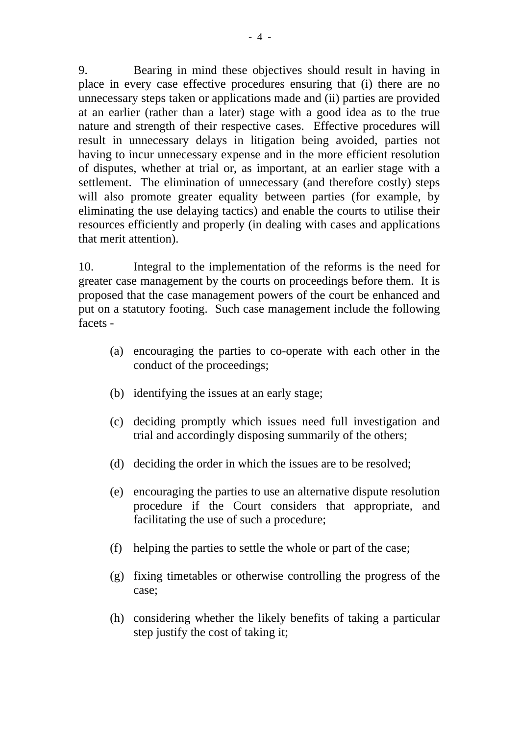9. Bearing in mind these objectives should result in having in place in every case effective procedures ensuring that (i) there are no unnecessary steps taken or applications made and (ii) parties are provided at an earlier (rather than a later) stage with a good idea as to the true nature and strength of their respective cases. Effective procedures will result in unnecessary delays in litigation being avoided, parties not having to incur unnecessary expense and in the more efficient resolution of disputes, whether at trial or, as important, at an earlier stage with a settlement. The elimination of unnecessary (and therefore costly) steps will also promote greater equality between parties (for example, by eliminating the use delaying tactics) and enable the courts to utilise their resources efficiently and properly (in dealing with cases and applications that merit attention).

10. Integral to the implementation of the reforms is the need for greater case management by the courts on proceedings before them. It is proposed that the case management powers of the court be enhanced and put on a statutory footing. Such case management include the following facets -

(a) encouraging the parties to co-operate with each other in the conduct of the proceedings;

(b) identifying the issues at an early stage;

(c) deciding promptly which issues need full investigation and trial and accordingly disposing summarily of the others;

(d) deciding the order in which the issues are to be resolved;

(e) encouraging the parties to use an alternative dispute resolution procedure if the Court considers that appropriate, and facilitating the use of such a procedure;

(f) helping the parties to settle the whole or part of the case;

(g) fixing timetables or otherwise controlling the progress of the case;

(h) considering whether the likely benefits of taking a particular step justify the cost of taking it;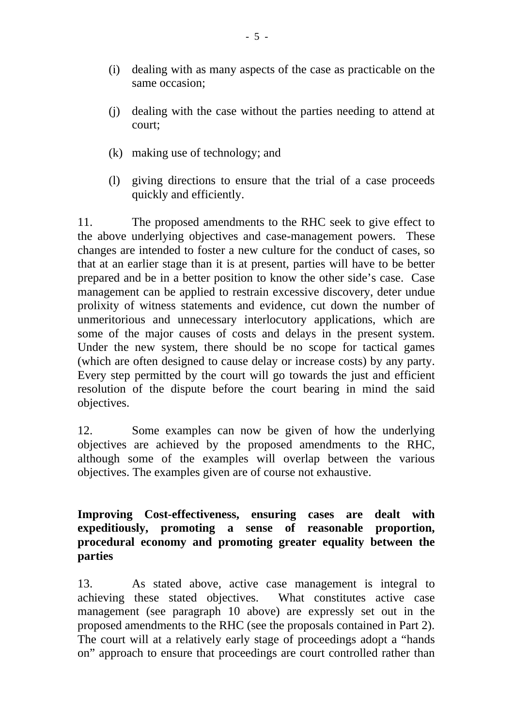(i) dealing with as many aspects of the case as practicable on the same occasion;

(j) dealing with the case without the parties needing to attend at court;

(k) making use of technology; and

(l) giving directions to ensure that the trial of a case proceeds quickly and efficiently.

11. The proposed amendments to the RHC seek to give effect to the above underlying objectives and case-management powers. These changes are intended to foster a new culture for the conduct of cases, so that at an earlier stage than it is at present, parties will have to be better prepared and be in a better position to know the other side's case. Case management can be applied to restrain excessive discovery, deter undue prolixity of witness statements and evidence, cut down the number of unmeritorious and unnecessary interlocutory applications, which are some of the major causes of costs and delays in the present system. Under the new system, there should be no scope for tactical games (which are often designed to cause delay or increase costs) by any party. Every step permitted by the court will go towards the just and efficient resolution of the dispute before the court bearing in mind the said objectives.

12. Some examples can now be given of how the underlying objectives are achieved by the proposed amendments to the RHC, although some of the examples will overlap between the various objectives. The examples given are of course not exhaustive.

**Improving Cost-effectiveness, ensuring cases are dealt with expeditiously, promoting a sense of reasonable proportion, procedural economy and promoting greater equality between the parties**

13. As stated above, active case management is integral to achieving these stated objectives. What constitutes active case management (see paragraph 10 above) are expressly set out in the proposed amendments to the RHC (see the proposals contained in Part 2). The court will at a relatively early stage of proceedings adopt a "hands on" approach to ensure that proceedings are court controlled rather than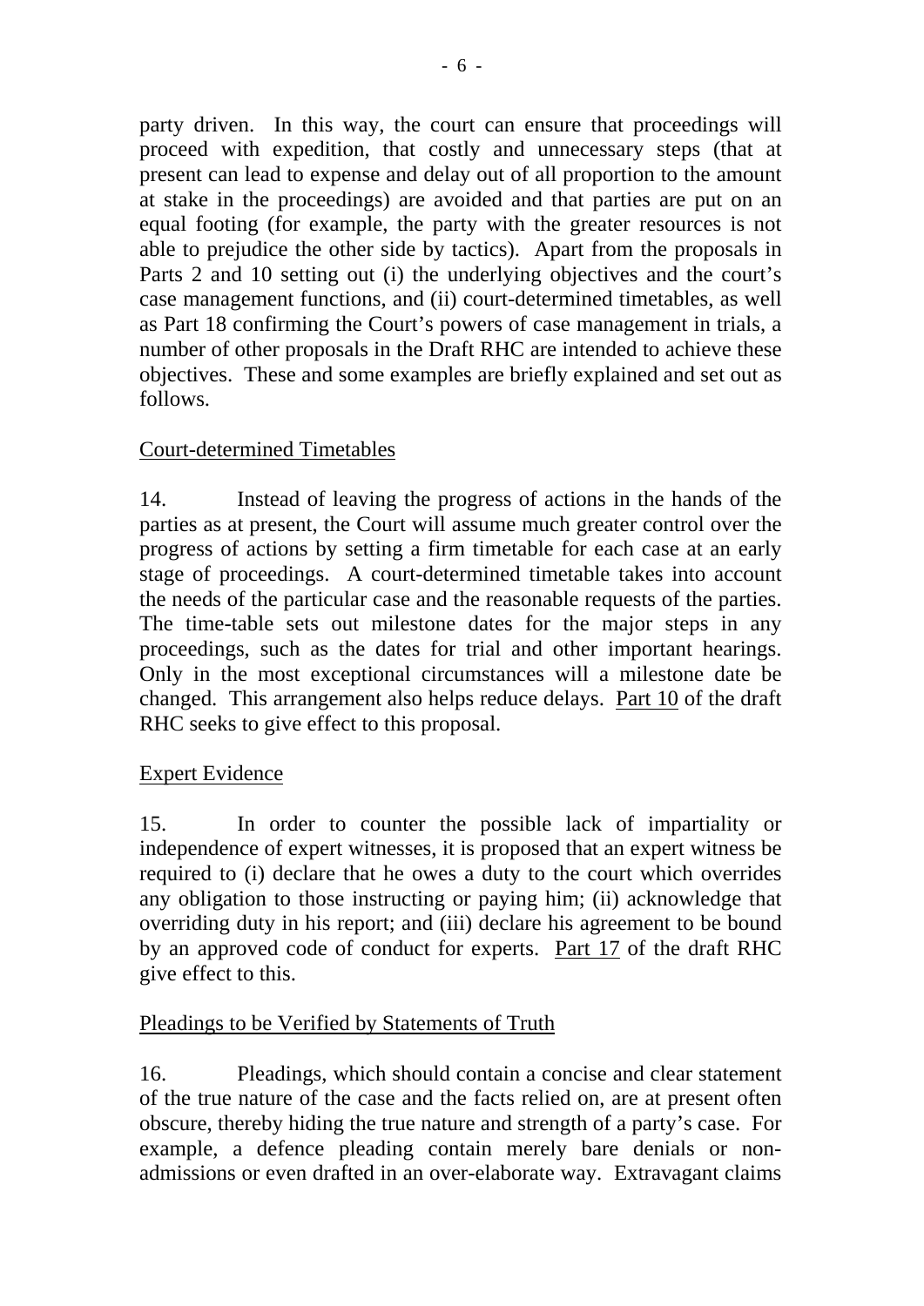party driven. In this way, the court can ensure that proceedings will proceed with expedition, that costly and unnecessary steps (that at present can lead to expense and delay out of all proportion to the amount at stake in the proceedings) are avoided and that parties are put on an equal footing (for example, the party with the greater resources is not able to prejudice the other side by tactics). Apart from the proposals in Parts 2 and 10 setting out (i) the underlying objectives and the court's case management functions, and (ii) court-determined timetables, as well as Part 18 confirming the Court's powers of case management in trials, a number of other proposals in the Draft RHC are intended to achieve these objectives. These and some examples are briefly explained and set out as follows.

<u>Court-determined Timetables</u>

14. Instead of leaving the progress of actions in the hands of the parties as at present, the Court will assume much greater control over the progress of actions by setting a firm timetable for each case at an early stage of proceedings. A court-determined timetable takes into account the needs of the particular case and the reasonable requests of the parties. The time-table sets out milestone dates for the major steps in any proceedings, such as the dates for trial and other important hearings. Only in the most exceptional circumstances will a milestone date be changed. This arrangement also helps reduce delays. <u>Part 10</u> of the draft RHC seeks to give effect to this proposal.

<u>Expert Evidence</u>

15. In order to counter the possible lack of impartiality or independence of expert witnesses, it is proposed that an expert witness be required to (i) declare that he owes a duty to the court which overrides any obligation to those instructing or paying him; (ii) acknowledge that overriding duty in his report; and (iii) declare his agreement to be bound by an approved code of conduct for experts. <u>Part 17</u> of the draft RHC give effect to this.

<u>Pleadings to be Verified by Statements of Truth</u>

16. Pleadings, which should contain a concise and clear statement of the true nature of the case and the facts relied on, are at present often obscure, thereby hiding the true nature and strength of a party's case. For example, a defence pleading contain merely bare denials or non-admissions or even drafted in an over-elaborate way. Extravagant claims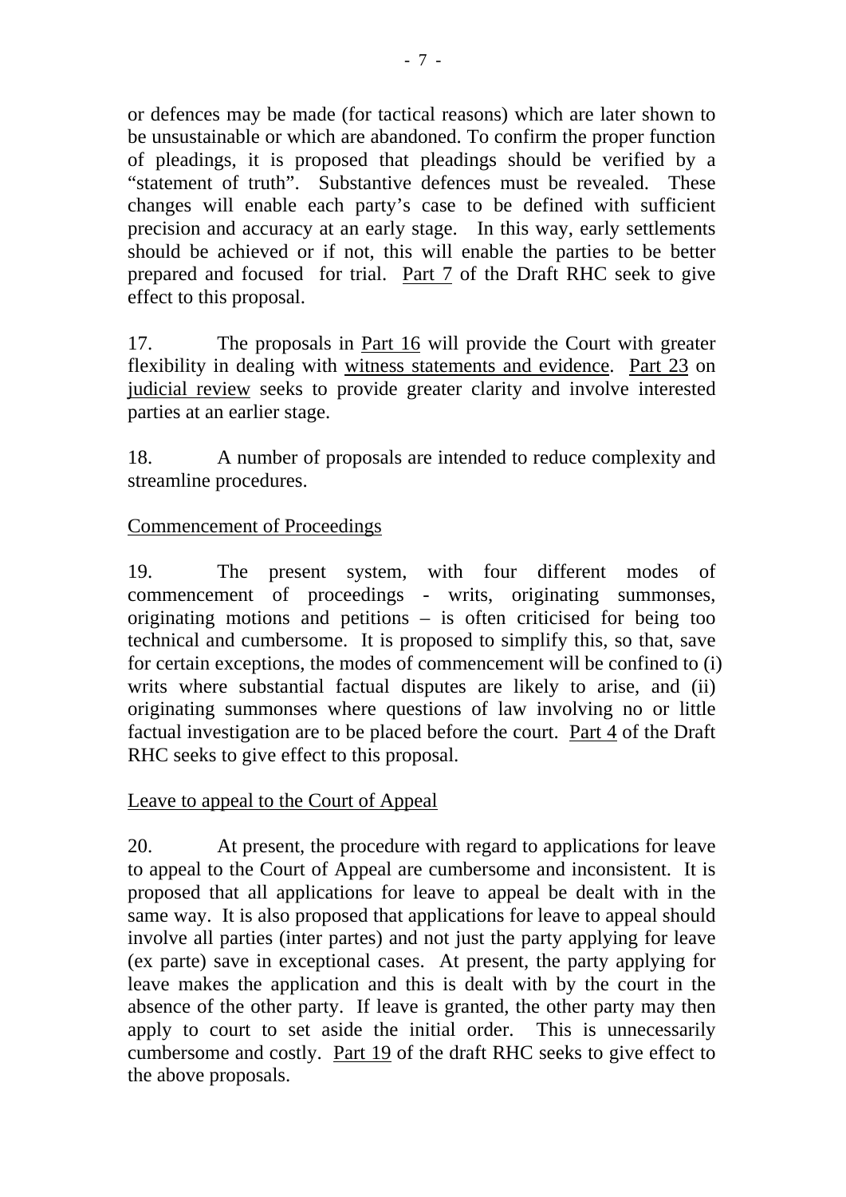or defences may be made (for tactical reasons) which are later shown to be unsustainable or which are abandoned. To confirm the proper function of pleadings, it is proposed that pleadings should be verified by a "statement of truth". Substantive defences must be revealed. These changes will enable each party's case to be defined with sufficient precision and accuracy at an early stage. In this way, early settlements should be achieved or if not, this will enable the parties to be better prepared and focused for trial. <u>Part 7</u> of the Draft RHC seek to give effect to this proposal.

17. The proposals in <u>Part 16</u> will provide the Court with greater flexibility in dealing with <u>witness statements and evidence</u>. <u>Part 23</u> on <u>judicial review</u> seeks to provide greater clarity and involve interested parties at an earlier stage.

18. A number of proposals are intended to reduce complexity and streamline procedures.

<u>Commencement of Proceedings</u>

19. The present system, with four different modes of commencement of proceedings - writs, originating summonses, originating motions and petitions – is often criticised for being too technical and cumbersome. It is proposed to simplify this, so that, save for certain exceptions, the modes of commencement will be confined to (i) writs where substantial factual disputes are likely to arise, and (ii) originating summonses where questions of law involving no or little factual investigation are to be placed before the court. <u>Part 4</u> of the Draft RHC seeks to give effect to this proposal.

<u>Leave to appeal to the Court of Appeal</u>

20. At present, the procedure with regard to applications for leave to appeal to the Court of Appeal are cumbersome and inconsistent. It is proposed that all applications for leave to appeal be dealt with in the same way. It is also proposed that applications for leave to appeal should involve all parties (inter partes) and not just the party applying for leave (ex parte) save in exceptional cases. At present, the party applying for leave makes the application and this is dealt with by the court in the absence of the other party. If leave is granted, the other party may then apply to court to set aside the initial order. This is unnecessarily cumbersome and costly. <u>Part 19</u> of the draft RHC seeks to give effect to the above proposals.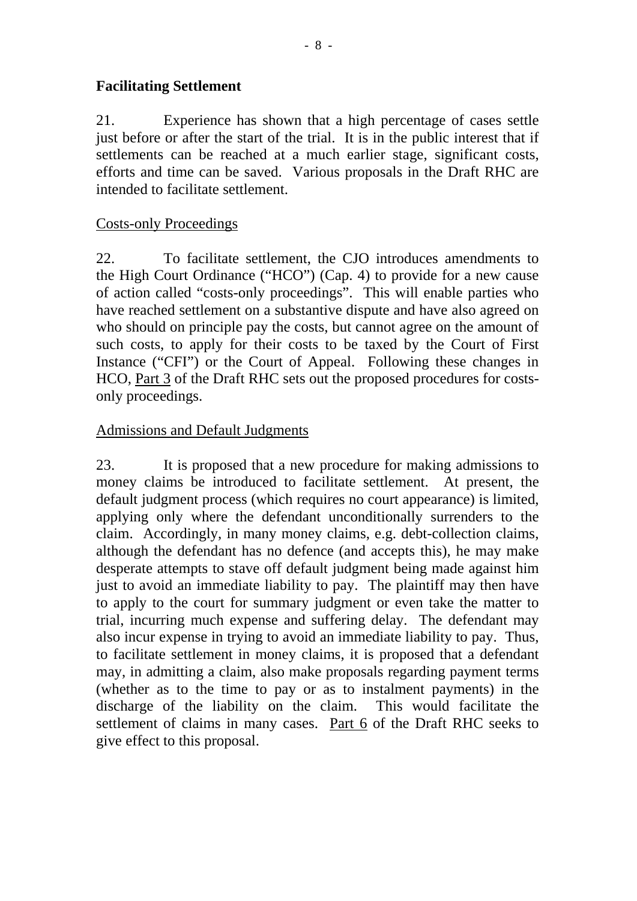**Facilitating Settlement**

21. Experience has shown that a high percentage of cases settle just before or after the start of the trial. It is in the public interest that if settlements can be reached at a much earlier stage, significant costs, efforts and time can be saved. Various proposals in the Draft RHC are intended to facilitate settlement.

Costs-only Proceedings

22. To facilitate settlement, the CJO introduces amendments to the High Court Ordinance ("HCO") (Cap. 4) to provide for a new cause of action called "costs-only proceedings". This will enable parties who have reached settlement on a substantive dispute and have also agreed on who should on principle pay the costs, but cannot agree on the amount of such costs, to apply for their costs to be taxed by the Court of First Instance ("CFI") or the Court of Appeal. Following these changes in HCO, Part 3 of the Draft RHC sets out the proposed procedures for costs-only proceedings.

Admissions and Default Judgments

23. It is proposed that a new procedure for making admissions to money claims be introduced to facilitate settlement. At present, the default judgment process (which requires no court appearance) is limited, applying only where the defendant unconditionally surrenders to the claim. Accordingly, in many money claims, e.g. debt-collection claims, although the defendant has no defence (and accepts this), he may make desperate attempts to stave off default judgment being made against him just to avoid an immediate liability to pay. The plaintiff may then have to apply to the court for summary judgment or even take the matter to trial, incurring much expense and suffering delay. The defendant may also incur expense in trying to avoid an immediate liability to pay. Thus, to facilitate settlement in money claims, it is proposed that a defendant may, in admitting a claim, also make proposals regarding payment terms (whether as to the time to pay or as to instalment payments) in the discharge of the liability on the claim. This would facilitate the settlement of claims in many cases. Part 6 of the Draft RHC seeks to give effect to this proposal.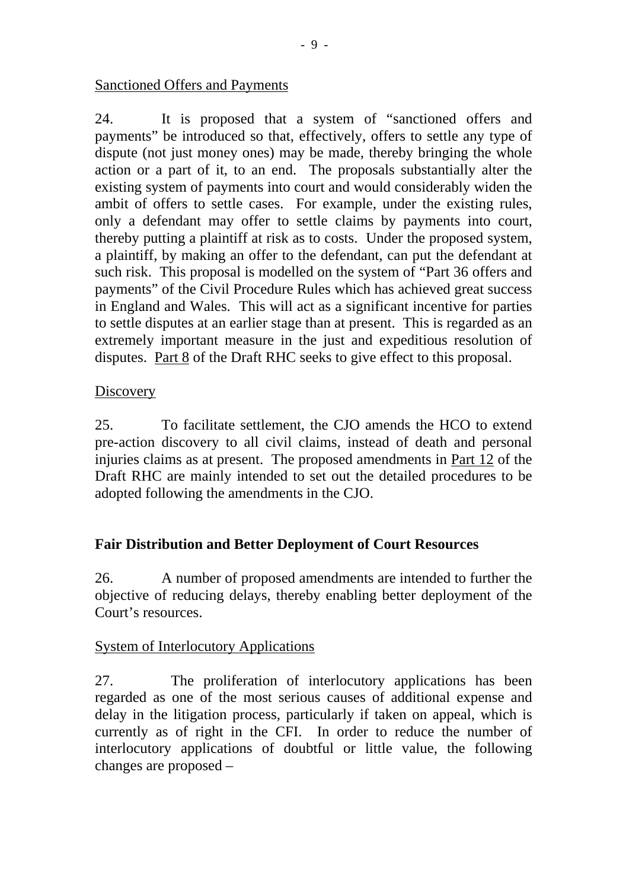Sanctioned Offers and Payments

24. It is proposed that a system of "sanctioned offers and payments" be introduced so that, effectively, offers to settle any type of dispute (not just money ones) may be made, thereby bringing the whole action or a part of it, to an end. The proposals substantially alter the existing system of payments into court and would considerably widen the ambit of offers to settle cases. For example, under the existing rules, only a defendant may offer to settle claims by payments into court, thereby putting a plaintiff at risk as to costs. Under the proposed system, a plaintiff, by making an offer to the defendant, can put the defendant at such risk. This proposal is modelled on the system of "Part 36 offers and payments" of the Civil Procedure Rules which has achieved great success in England and Wales. This will act as a significant incentive for parties to settle disputes at an earlier stage than at present. This is regarded as an extremely important measure in the just and expeditious resolution of disputes. Part 8 of the Draft RHC seeks to give effect to this proposal.

Discovery

25. To facilitate settlement, the CJO amends the HCO to extend pre-action discovery to all civil claims, instead of death and personal injuries claims as at present. The proposed amendments in Part 12 of the Draft RHC are mainly intended to set out the detailed procedures to be adopted following the amendments in the CJO.

## Fair Distribution and Better Deployment of Court Resources

26. A number of proposed amendments are intended to further the objective of reducing delays, thereby enabling better deployment of the Court's resources.

System of Interlocutory Applications

27. The proliferation of interlocutory applications has been regarded as one of the most serious causes of additional expense and delay in the litigation process, particularly if taken on appeal, which is currently as of right in the CFI. In order to reduce the number of interlocutory applications of doubtful or little value, the following changes are proposed –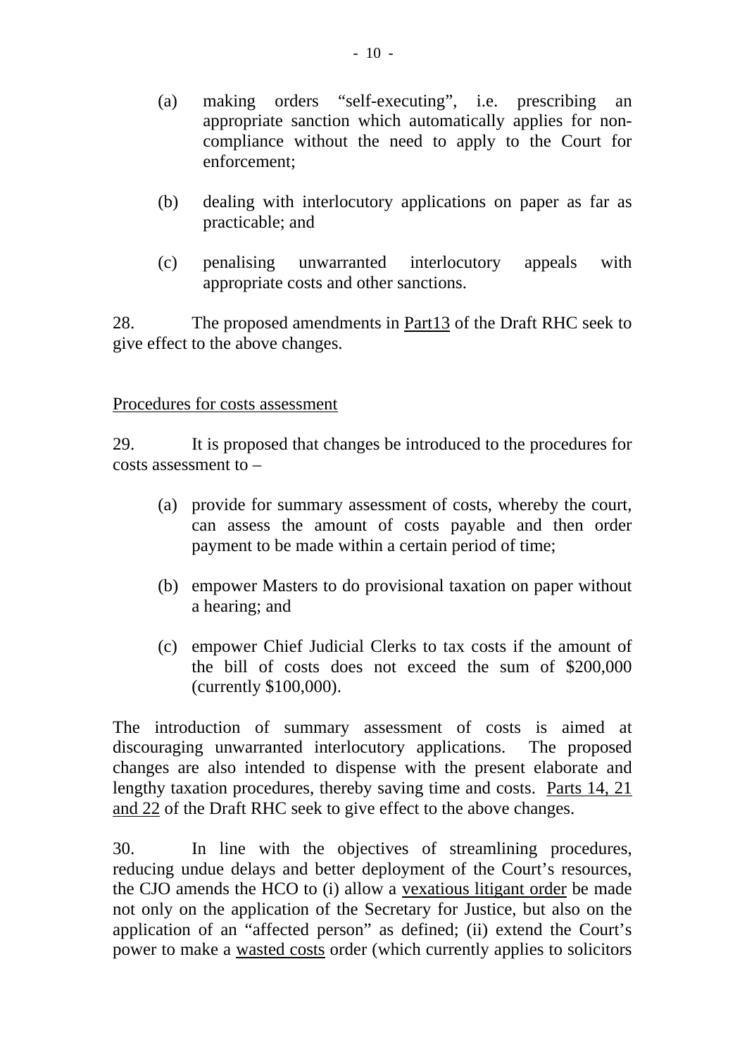(a) making orders "self-executing", i.e. prescribing an appropriate sanction which automatically applies for non-compliance without the need to apply to the Court for enforcement;

(b) dealing with interlocutory applications on paper as far as practicable; and

(c) penalising unwarranted interlocutory appeals with appropriate costs and other sanctions.

28. The proposed amendments in <u>Part13</u> of the Draft RHC seek to give effect to the above changes.

<u>Procedures for costs assessment</u>

29. It is proposed that changes be introduced to the procedures for costs assessment to –

(a) provide for summary assessment of costs, whereby the court, can assess the amount of costs payable and then order payment to be made within a certain period of time;

(b) empower Masters to do provisional taxation on paper without a hearing; and

(c) empower Chief Judicial Clerks to tax costs if the amount of the bill of costs does not exceed the sum of $200,000 (currently $100,000).

The introduction of summary assessment of costs is aimed at discouraging unwarranted interlocutory applications. The proposed changes are also intended to dispense with the present elaborate and lengthy taxation procedures, thereby saving time and costs. <u>Parts 14, 21 and 22</u> of the Draft RHC seek to give effect to the above changes.

30. In line with the objectives of streamlining procedures, reducing undue delays and better deployment of the Court's resources, the CJO amends the HCO to (i) allow a <u>vexatious litigant order</u> be made not only on the application of the Secretary for Justice, but also on the application of an "affected person" as defined; (ii) extend the Court's power to make a <u>wasted costs</u> order (which currently applies to solicitors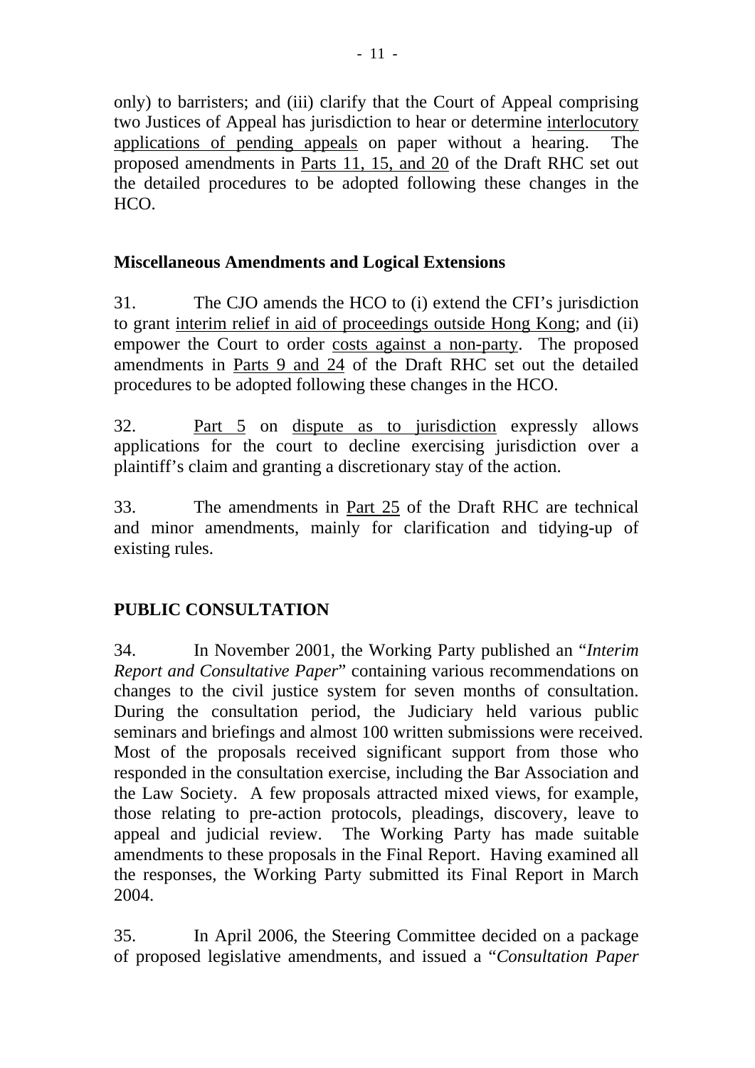only) to barristers; and (iii) clarify that the Court of Appeal comprising two Justices of Appeal has jurisdiction to hear or determine interlocutory applications of pending appeals on paper without a hearing. The proposed amendments in Parts 11, 15, and 20 of the Draft RHC set out the detailed procedures to be adopted following these changes in the HCO.

### Miscellaneous Amendments and Logical Extensions

31. The CJO amends the HCO to (i) extend the CFI's jurisdiction to grant interim relief in aid of proceedings outside Hong Kong; and (ii) empower the Court to order costs against a non-party. The proposed amendments in Parts 9 and 24 of the Draft RHC set out the detailed procedures to be adopted following these changes in the HCO.

32. Part 5 on dispute as to jurisdiction expressly allows applications for the court to decline exercising jurisdiction over a plaintiff's claim and granting a discretionary stay of the action.

33. The amendments in Part 25 of the Draft RHC are technical and minor amendments, mainly for clarification and tidying-up of existing rules.

## PUBLIC CONSULTATION

34. In November 2001, the Working Party published an "*Interim Report and Consultative Paper*" containing various recommendations on changes to the civil justice system for seven months of consultation. During the consultation period, the Judiciary held various public seminars and briefings and almost 100 written submissions were received. Most of the proposals received significant support from those who responded in the consultation exercise, including the Bar Association and the Law Society. A few proposals attracted mixed views, for example, those relating to pre-action protocols, pleadings, discovery, leave to appeal and judicial review. The Working Party has made suitable amendments to these proposals in the Final Report. Having examined all the responses, the Working Party submitted its Final Report in March 2004.

35. In April 2006, the Steering Committee decided on a package of proposed legislative amendments, and issued a "*Consultation Paper*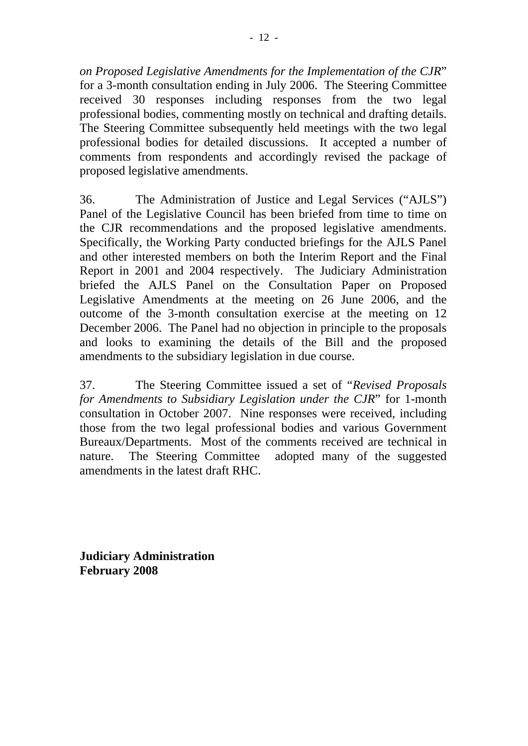*on Proposed Legislative Amendments for the Implementation of the CJR*" for a 3-month consultation ending in July 2006. The Steering Committee received 30 responses including responses from the two legal professional bodies, commenting mostly on technical and drafting details. The Steering Committee subsequently held meetings with the two legal professional bodies for detailed discussions. It accepted a number of comments from respondents and accordingly revised the package of proposed legislative amendments.

36. The Administration of Justice and Legal Services ("AJLS") Panel of the Legislative Council has been briefed from time to time on the CJR recommendations and the proposed legislative amendments. Specifically, the Working Party conducted briefings for the AJLS Panel and other interested members on both the Interim Report and the Final Report in 2001 and 2004 respectively. The Judiciary Administration briefed the AJLS Panel on the Consultation Paper on Proposed Legislative Amendments at the meeting on 26 June 2006, and the outcome of the 3-month consultation exercise at the meeting on 12 December 2006. The Panel had no objection in principle to the proposals and looks to examining the details of the Bill and the proposed amendments to the subsidiary legislation in due course.

37. The Steering Committee issued a set of "*Revised Proposals for Amendments to Subsidiary Legislation under the CJR*" for 1-month consultation in October 2007. Nine responses were received, including those from the two legal professional bodies and various Government Bureaux/Departments. Most of the comments received are technical in nature. The Steering Committee adopted many of the suggested amendments in the latest draft RHC.

**Judiciary Administration**
**February 2008**